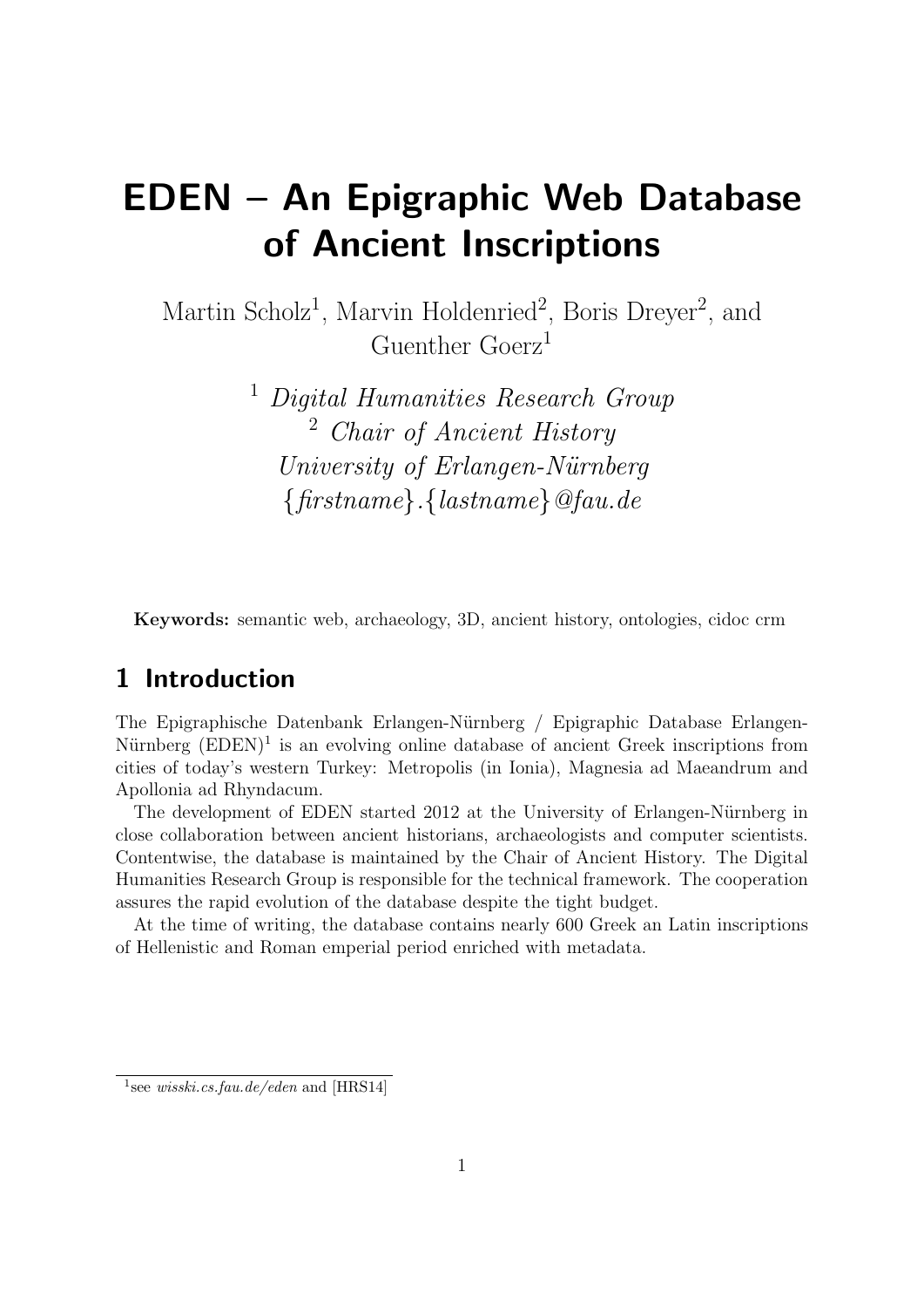# EDEN – An Epigraphic Web Database of Ancient Inscriptions

Martin Scholz[1], Marvin Holdenried[2], Boris Dreyer[2], and Guenther Goerz[1]

[1] *Digital Humanities Research Group*
[2] *Chair of Ancient History*
*University of Erlangen-Nürnberg*
*{firstname}.{lastname}@fau.de*

**Keywords:** semantic web, archaeology, 3D, ancient history, ontologies, cidoc crm

## 1 Introduction

The Epigraphische Datenbank Erlangen-Nürnberg / Epigraphic Database Erlangen-Nürnberg (EDEN)[1] is an evolving online database of ancient Greek inscriptions from cities of today's western Turkey: Metropolis (in Ionia), Magnesia ad Maeandrum and Apollonia ad Rhyndacum.

The development of EDEN started 2012 at the University of Erlangen-Nürnberg in close collaboration between ancient historians, archaeologists and computer scientists. Contentwise, the database is maintained by the Chair of Ancient History. The Digital Humanities Research Group is responsible for the technical framework. The cooperation assures the rapid evolution of the database despite the tight budget.

At the time of writing, the database contains nearly 600 Greek an Latin inscriptions of Hellenistic and Roman emperial period enriched with metadata.

[1] see *wisski.cs.fau.de/eden* and [HRS14]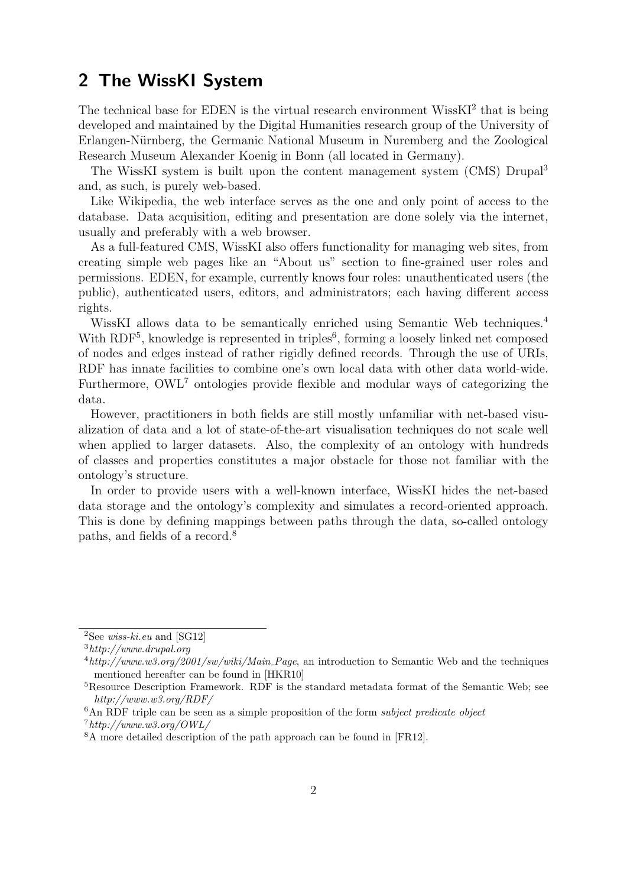## 2 The WissKI System

The technical base for EDEN is the virtual research environment WissKI[2] that is being developed and maintained by the Digital Humanities research group of the University of Erlangen-Nürnberg, the Germanic National Museum in Nuremberg and the Zoological Research Museum Alexander Koenig in Bonn (all located in Germany).

The WissKI system is built upon the content management system (CMS) Drupal[3] and, as such, is purely web-based.

Like Wikipedia, the web interface serves as the one and only point of access to the database. Data acquisition, editing and presentation are done solely via the internet, usually and preferably with a web browser.

As a full-featured CMS, WissKI also offers functionality for managing web sites, from creating simple web pages like an "About us" section to fine-grained user roles and permissions. EDEN, for example, currently knows four roles: unauthenticated users (the public), authenticated users, editors, and administrators; each having different access rights.

WissKI allows data to be semantically enriched using Semantic Web techniques.[4] With RDF[5], knowledge is represented in triples[6], forming a loosely linked net composed of nodes and edges instead of rather rigidly defined records. Through the use of URIs, RDF has innate facilities to combine one's own local data with other data world-wide. Furthermore, OWL[7] ontologies provide flexible and modular ways of categorizing the data.

However, practitioners in both fields are still mostly unfamiliar with net-based visualization of data and a lot of state-of-the-art visualisation techniques do not scale well when applied to larger datasets. Also, the complexity of an ontology with hundreds of classes and properties constitutes a major obstacle for those not familiar with the ontology's structure.

In order to provide users with a well-known interface, WissKI hides the net-based data storage and the ontology's complexity and simulates a record-oriented approach. This is done by defining mappings between paths through the data, so-called ontology paths, and fields of a record.[8]

---

[2] See *wiss-ki.eu* and [SG12]

[3] *http://www.drupal.org*

[4] *http://www.w3.org/2001/sw/wiki/Main_Page*, an introduction to Semantic Web and the techniques mentioned hereafter can be found in [HKR10]

[5] Resource Description Framework. RDF is the standard metadata format of the Semantic Web; see *http://www.w3.org/RDF/*

[6] An RDF triple can be seen as a simple proposition of the form *subject predicate object*

[7] *http://www.w3.org/OWL/*

[8] A more detailed description of the path approach can be found in [FR12].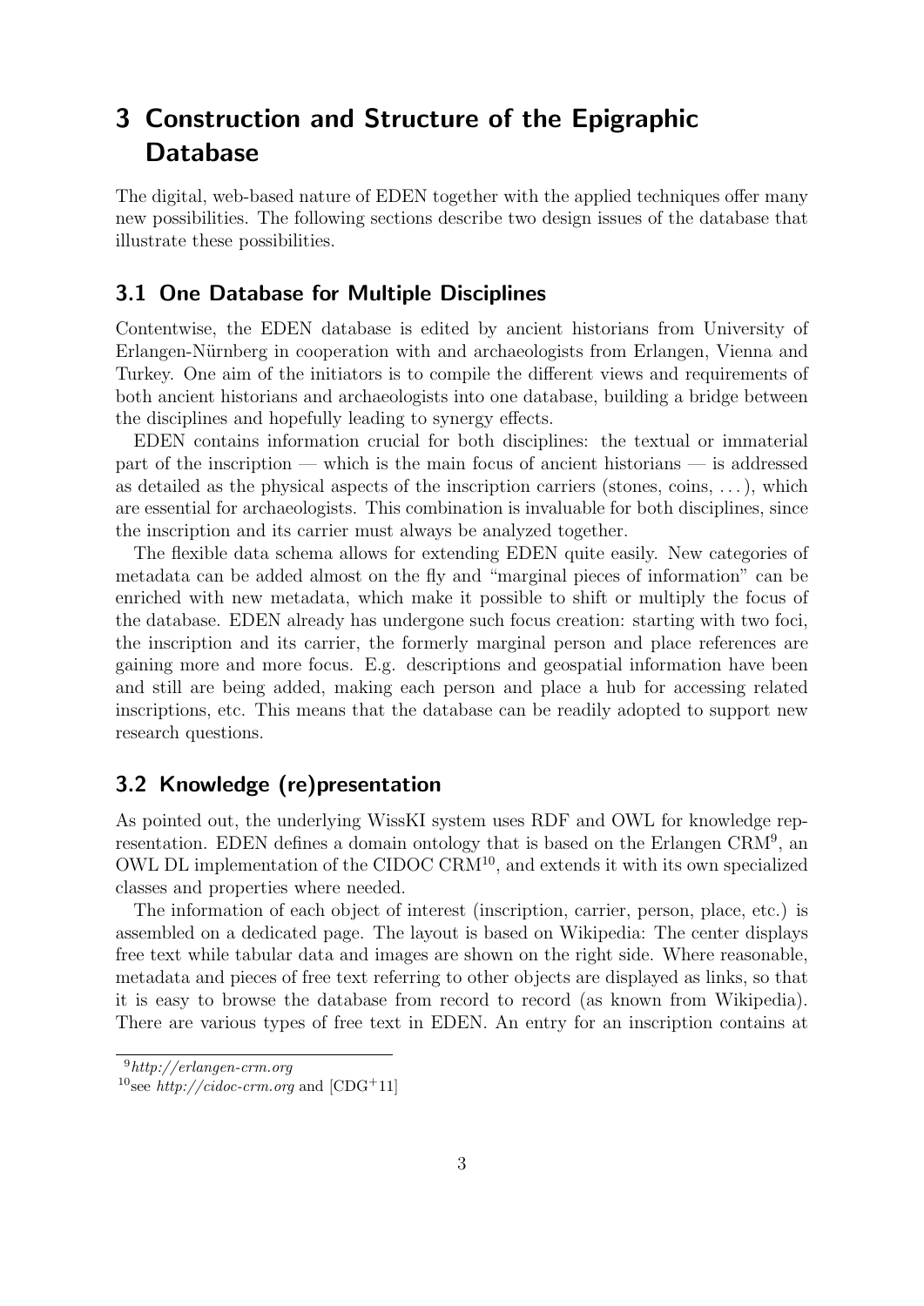# 3 Construction and Structure of the Epigraphic Database

The digital, web-based nature of EDEN together with the applied techniques offer many new possibilities. The following sections describe two design issues of the database that illustrate these possibilities.

## 3.1 One Database for Multiple Disciplines

Contentwise, the EDEN database is edited by ancient historians from University of Erlangen-Nürnberg in cooperation with and archaeologists from Erlangen, Vienna and Turkey. One aim of the initiators is to compile the different views and requirements of both ancient historians and archaeologists into one database, building a bridge between the disciplines and hopefully leading to synergy effects.

EDEN contains information crucial for both disciplines: the textual or immaterial part of the inscription — which is the main focus of ancient historians — is addressed as detailed as the physical aspects of the inscription carriers (stones, coins, ...), which are essential for archaeologists. This combination is invaluable for both disciplines, since the inscription and its carrier must always be analyzed together.

The flexible data schema allows for extending EDEN quite easily. New categories of metadata can be added almost on the fly and "marginal pieces of information" can be enriched with new metadata, which make it possible to shift or multiply the focus of the database. EDEN already has undergone such focus creation: starting with two foci, the inscription and its carrier, the formerly marginal person and place references are gaining more and more focus. E.g. descriptions and geospatial information have been and still are being added, making each person and place a hub for accessing related inscriptions, etc. This means that the database can be readily adopted to support new research questions.

## 3.2 Knowledge (re)presentation

As pointed out, the underlying WissKI system uses RDF and OWL for knowledge representation. EDEN defines a domain ontology that is based on the Erlangen CRM[9], an OWL DL implementation of the CIDOC CRM[10], and extends it with its own specialized classes and properties where needed.

The information of each object of interest (inscription, carrier, person, place, etc.) is assembled on a dedicated page. The layout is based on Wikipedia: The center displays free text while tabular data and images are shown on the right side. Where reasonable, metadata and pieces of free text referring to other objects are displayed as links, so that it is easy to browse the database from record to record (as known from Wikipedia). There are various types of free text in EDEN. An entry for an inscription contains at

[9] *http://erlangen-crm.org*

[10] see *http://cidoc-crm.org* and [CDG+11]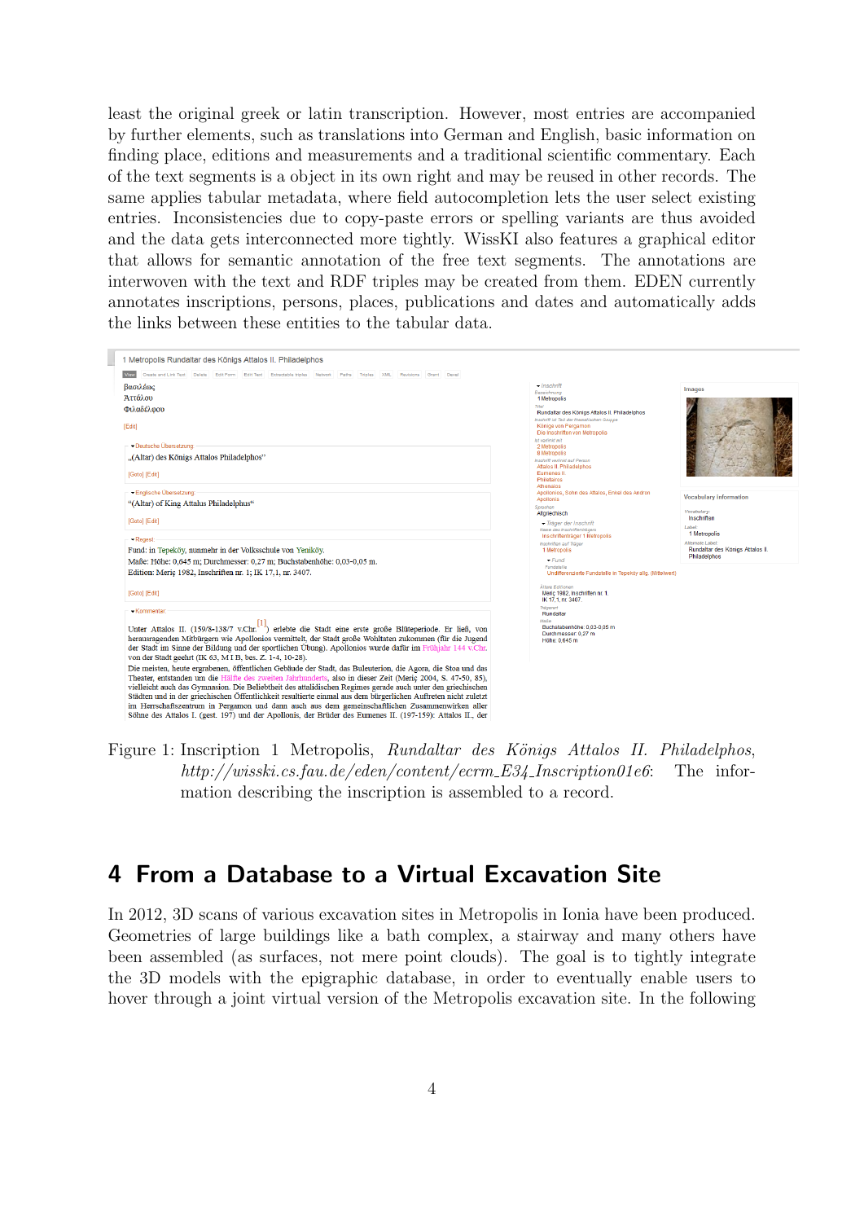least the original greek or latin transcription. However, most entries are accompanied by further elements, such as translations into German and English, basic information on finding place, editions and measurements and a traditional scientific commentary. Each of the text segments is a object in its own right and may be reused in other records. The same applies tabular metadata, where field autocompletion lets the user select existing entries. Inconsistencies due to copy-paste errors or spelling variants are thus avoided and the data gets interconnected more tightly. WissKI also features a graphical editor that allows for semantic annotation of the free text segments. The annotations are interwoven with the text and RDF triples may be created from them. EDEN currently annotates inscriptions, persons, places, publications and dates and automatically adds the links between these entities to the tabular data.

Figure 1: Inscription 1 Metropolis, *Rundaltar des Königs Attalos II. Philadelphos*, *http://wisski.cs.fau.de/eden/content/ecrm_E34_Inscription01e6*: The information describing the inscription is assembled to a record.

## 4 From a Database to a Virtual Excavation Site

In 2012, 3D scans of various excavation sites in Metropolis in Ionia have been produced. Geometries of large buildings like a bath complex, a stairway and many others have been assembled (as surfaces, not mere point clouds). The goal is to tightly integrate the 3D models with the epigraphic database, in order to eventually enable users to hover through a joint virtual version of the Metropolis excavation site. In the following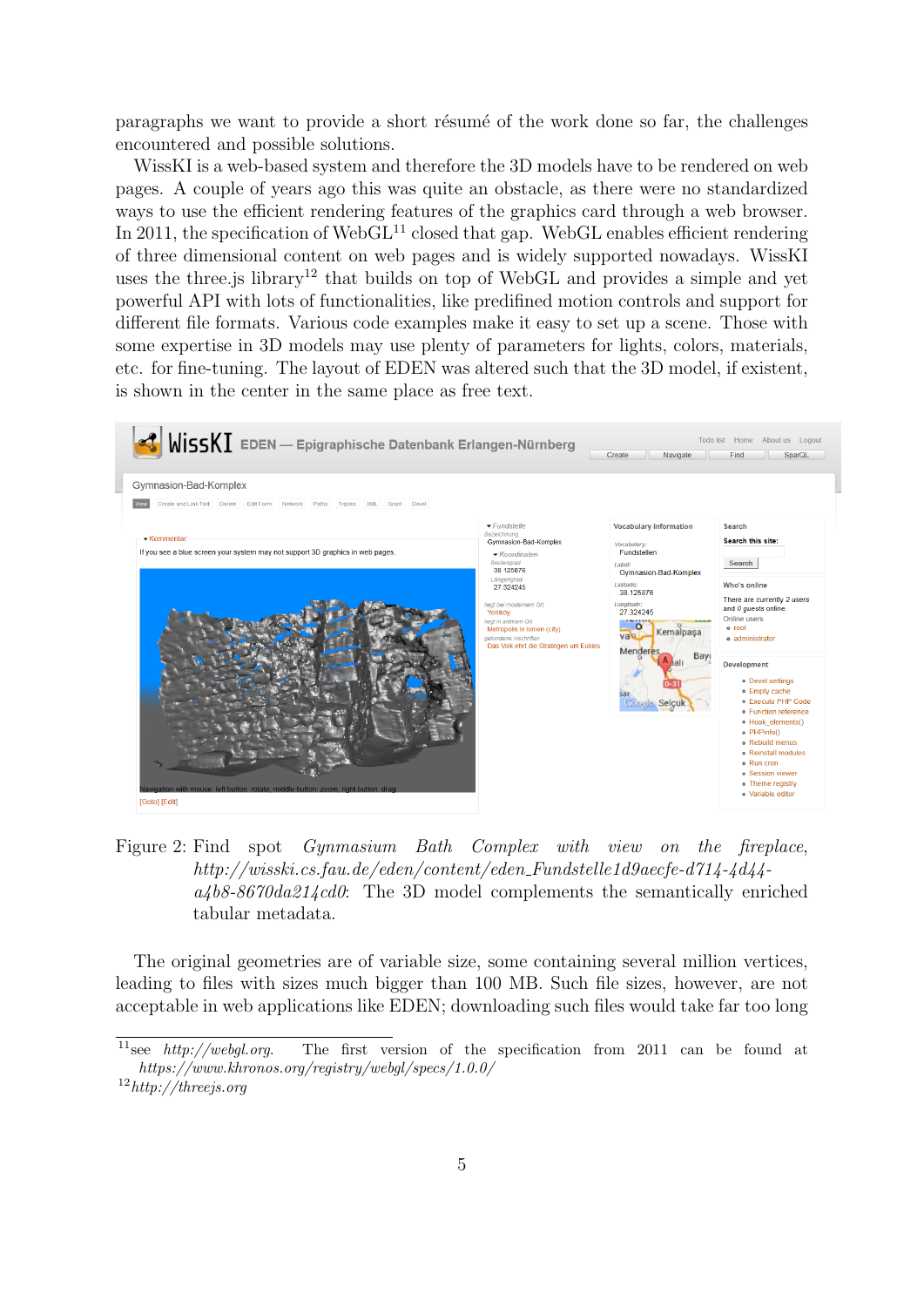paragraphs we want to provide a short résumé of the work done so far, the challenges encountered and possible solutions.

WissKI is a web-based system and therefore the 3D models have to be rendered on web pages. A couple of years ago this was quite an obstacle, as there were no standardized ways to use the efficient rendering features of the graphics card through a web browser. In 2011, the specification of WebGL[11] closed that gap. WebGL enables efficient rendering of three dimensional content on web pages and is widely supported nowadays. WissKI uses the three.js library[12] that builds on top of WebGL and provides a simple and yet powerful API with lots of functionalities, like predifined motion controls and support for different file formats. Various code examples make it easy to set up a scene. Those with some expertise in 3D models may use plenty of parameters for lights, colors, materials, etc. for fine-tuning. The layout of EDEN was altered such that the 3D model, if existent, is shown in the center in the same place as free text.

Figure 2: Find spot *Gynmasium Bath Complex with view on the fireplace*, *http://wisski.cs.fau.de/eden/content/eden_Fundstelle1d9aecfe-d714-4d44-a4b8-8670da214cd0*: The 3D model complements the semantically enriched tabular metadata.

The original geometries are of variable size, some containing several million vertices, leading to files with sizes much bigger than 100 MB. Such file sizes, however, are not acceptable in web applications like EDEN; downloading such files would take far too long

[11] see *http://webgl.org*. The first version of the specification from 2011 can be found at *https://www.khronos.org/registry/webgl/specs/1.0.0/*

[12] *http://threejs.org*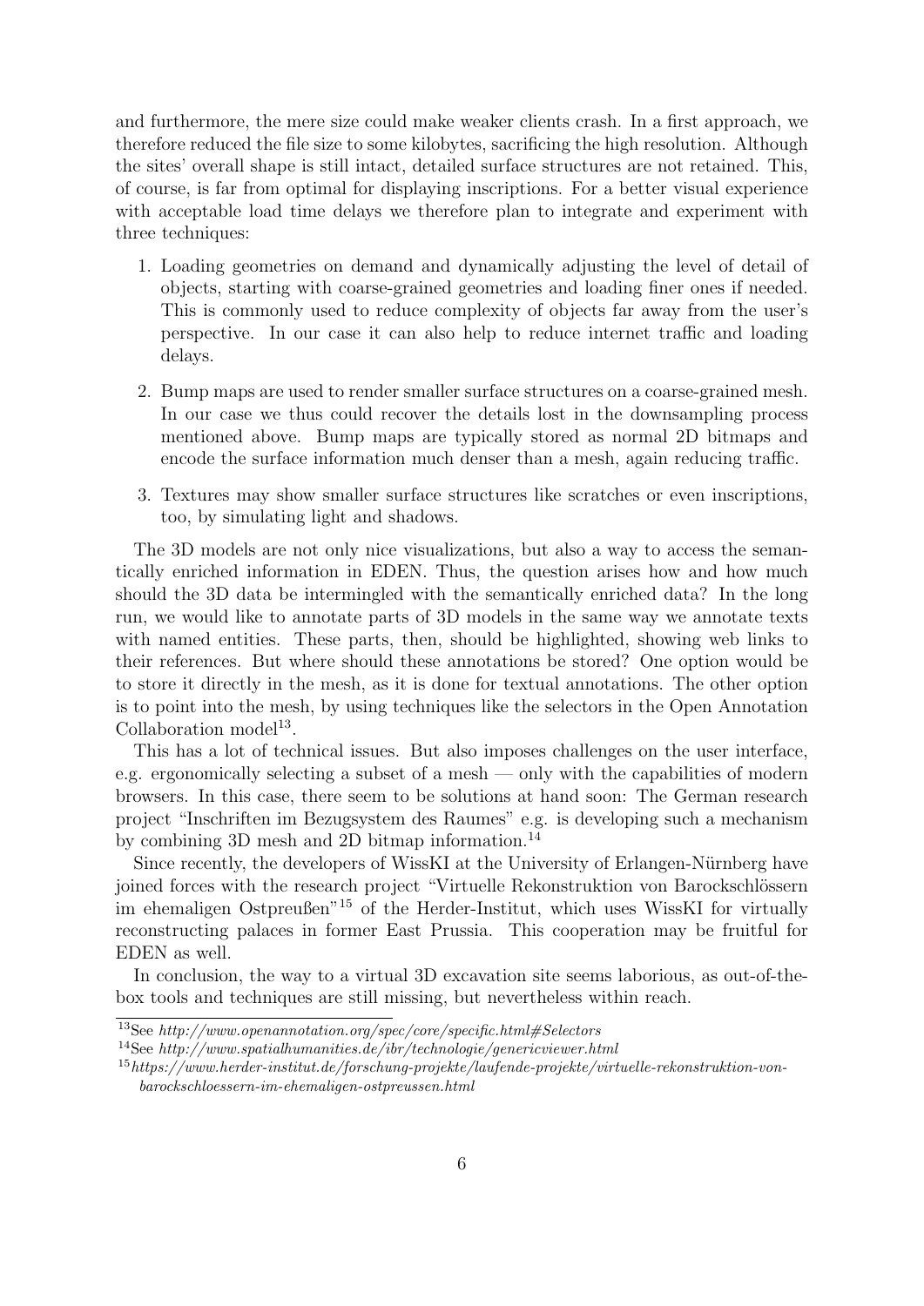and furthermore, the mere size could make weaker clients crash. In a first approach, we therefore reduced the file size to some kilobytes, sacrificing the high resolution. Although the sites' overall shape is still intact, detailed surface structures are not retained. This, of course, is far from optimal for displaying inscriptions. For a better visual experience with acceptable load time delays we therefore plan to integrate and experiment with three techniques:

1. Loading geometries on demand and dynamically adjusting the level of detail of objects, starting with coarse-grained geometries and loading finer ones if needed. This is commonly used to reduce complexity of objects far away from the user's perspective. In our case it can also help to reduce internet traffic and loading delays.
2. Bump maps are used to render smaller surface structures on a coarse-grained mesh. In our case we thus could recover the details lost in the downsampling process mentioned above. Bump maps are typically stored as normal 2D bitmaps and encode the surface information much denser than a mesh, again reducing traffic.
3. Textures may show smaller surface structures like scratches or even inscriptions, too, by simulating light and shadows.

The 3D models are not only nice visualizations, but also a way to access the semantically enriched information in EDEN. Thus, the question arises how and how much should the 3D data be intermingled with the semantically enriched data? In the long run, we would like to annotate parts of 3D models in the same way we annotate texts with named entities. These parts, then, should be highlighted, showing web links to their references. But where should these annotations be stored? One option would be to store it directly in the mesh, as it is done for textual annotations. The other option is to point into the mesh, by using techniques like the selectors in the Open Annotation Collaboration model[13].

This has a lot of technical issues. But also imposes challenges on the user interface, e.g. ergonomically selecting a subset of a mesh — only with the capabilities of modern browsers. In this case, there seem to be solutions at hand soon: The German research project "Inschriften im Bezugsystem des Raumes" e.g. is developing such a mechanism by combining 3D mesh and 2D bitmap information.[14]

Since recently, the developers of WissKI at the University of Erlangen-Nürnberg have joined forces with the research project "Virtuelle Rekonstruktion von Barockschlössern im ehemaligen Ostpreußen"[15] of the Herder-Institut, which uses WissKI for virtually reconstructing palaces in former East Prussia. This cooperation may be fruitful for EDEN as well.

In conclusion, the way to a virtual 3D excavation site seems laborious, as out-of-the-box tools and techniques are still missing, but nevertheless within reach.

[13] See *http://www.openannotation.org/spec/core/specific.html#Selectors*

[14] See *http://www.spatialhumanities.de/ibr/technologie/genericviewer.html*

[15] *https://www.herder-institut.de/forschung-projekte/laufende-projekte/virtuelle-rekonstruktion-von-barockschloessern-im-ehemaligen-ostpreussen.html*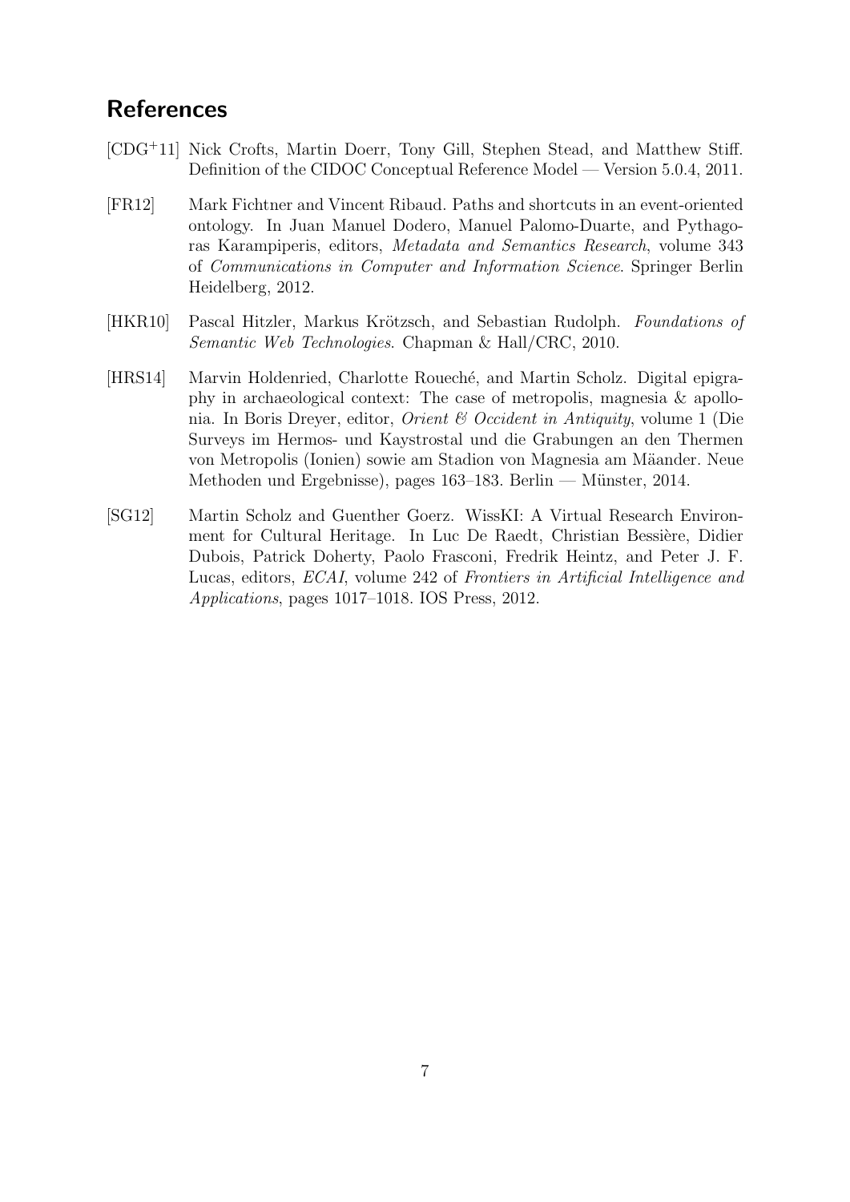## References

[CDG+11] Nick Crofts, Martin Doerr, Tony Gill, Stephen Stead, and Matthew Stiff. Definition of the CIDOC Conceptual Reference Model — Version 5.0.4, 2011.

[FR12] Mark Fichtner and Vincent Ribaud. Paths and shortcuts in an event-oriented ontology. In Juan Manuel Dodero, Manuel Palomo-Duarte, and Pythagoras Karampiperis, editors, *Metadata and Semantics Research*, volume 343 of *Communications in Computer and Information Science*. Springer Berlin Heidelberg, 2012.

[HKR10] Pascal Hitzler, Markus Krötzsch, and Sebastian Rudolph. *Foundations of Semantic Web Technologies*. Chapman & Hall/CRC, 2010.

[HRS14] Marvin Holdenried, Charlotte Roueché, and Martin Scholz. Digital epigraphy in archaeological context: The case of metropolis, magnesia & apollonia. In Boris Dreyer, editor, *Orient & Occident in Antiquity*, volume 1 (Die Surveys im Hermos- und Kaystrostal und die Grabungen an den Thermen von Metropolis (Ionien) sowie am Stadion von Magnesia am Mäander. Neue Methoden und Ergebnisse), pages 163–183. Berlin — Münster, 2014.

[SG12] Martin Scholz and Guenther Goerz. WissKI: A Virtual Research Environment for Cultural Heritage. In Luc De Raedt, Christian Bessière, Didier Dubois, Patrick Doherty, Paolo Frasconi, Fredrik Heintz, and Peter J. F. Lucas, editors, *ECAI*, volume 242 of *Frontiers in Artificial Intelligence and Applications*, pages 1017–1018. IOS Press, 2012.